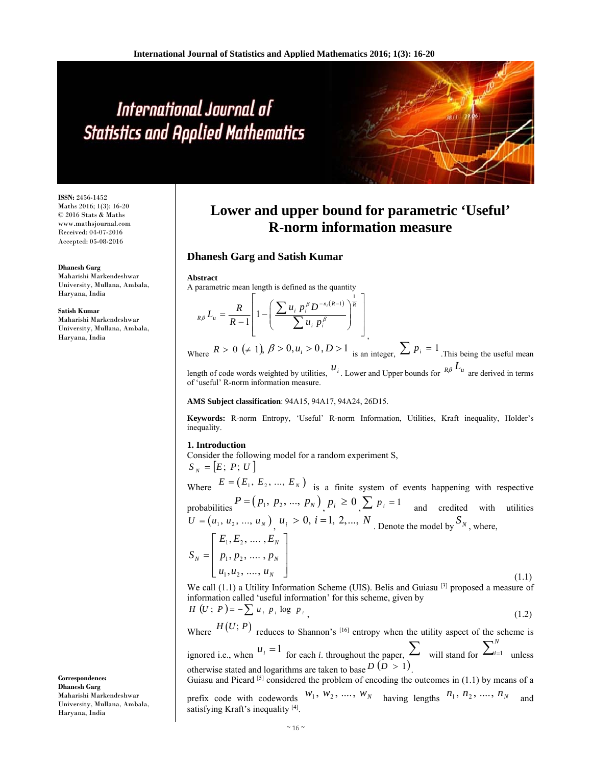# Lower and upper bound for parametric 'Useful' R-norm information measure

**Dhanesh Garg and Satish Kumar**

**ISSN:** 2456-1452
Maths 2016; 1(3): 16-20
© 2016 Stats & Maths
www.mathsjournal.com
Received: 04-07-2016
Accepted: 05-08-2016

**Dhanesh Garg**
Maharishi Markendeshwar University, Mullana, Ambala, Haryana, India

**Satish Kumar**
Maharishi Markendeshwar University, Mullana, Ambala, Haryana, India

**Correspondence:**
**Dhanesh Garg**
Maharishi Markendeshwar University, Mullana, Ambala, Haryana, India

### Abstract

A parametric mean length is defined as the quantity

$$_{R\beta}L_u = \frac{R}{R-1}\left[1-\left(\frac{\sum u_i\, p_i^{\beta} D^{-n_i(R-1)}}{\sum u_i\, p_i^{\beta}}\right)^{\frac{1}{R}}\right],$$

Where $R > 0\ (\neq 1),\ \beta > 0, u_i > 0, D > 1$ is an integer, $\sum p_i = 1$. This being the useful mean length of code words weighted by utilities, $u_i$. Lower and Upper bounds for $_{R\beta}L_u$ are derived in terms of 'useful' R-norm information measure.

**AMS Subject classification**: 94A15, 94A17, 94A24, 26D15.

**Keywords:** R-norm Entropy, 'Useful' R-norm Information, Utilities, Kraft inequality, Holder's inequality.

### 1. Introduction

Consider the following model for a random experiment S,

$S_N = [E;\ P;\ U]$

Where $E = (E_1,\ E_2,\ ...,\ E_N)$ is a finite system of events happening with respective probabilities $P = (p_1,\ p_2,\ ...,\ p_N)$, $p_i \geq 0$, $\sum p_i = 1$ and credited with utilities $U = (u_1,\ u_2,\ ...,\ u_N)$, $u_i > 0,\ i = 1,\ 2, ...,\ N$. Denote the model by $S_N$, where,

$$S_N = \begin{bmatrix} E_1, E_2, \ldots, E_N \\ p_1, p_2, \ldots, p_N \\ u_1, u_2, \ldots, u_N \end{bmatrix} \tag{1.1}$$

We call (1.1) a Utility Information Scheme (UIS). Belis and Guiasu [3] proposed a measure of information called 'useful information' for this scheme, given by

$$H(U;\ P) = -\sum u_i\ p_i \log\ p_i, \tag{1.2}$$

Where $H(U;\ P)$ reduces to Shannon's [16] entropy when the utility aspect of the scheme is ignored i.e., when $u_i = 1$ for each *i*. throughout the paper, $\sum$ will stand for $\sum_{i=1}^{N}$ unless otherwise stated and logarithms are taken to base $D\ (D > 1)$.

Guiasu and Picard [5] considered the problem of encoding the outcomes in (1.1) by means of a prefix code with codewords $w_1,\ w_2,\ ....,\ w_N$ having lengths $n_1,\ n_2,\ ....,\ n_N$ and satisfying Kraft's inequality [4].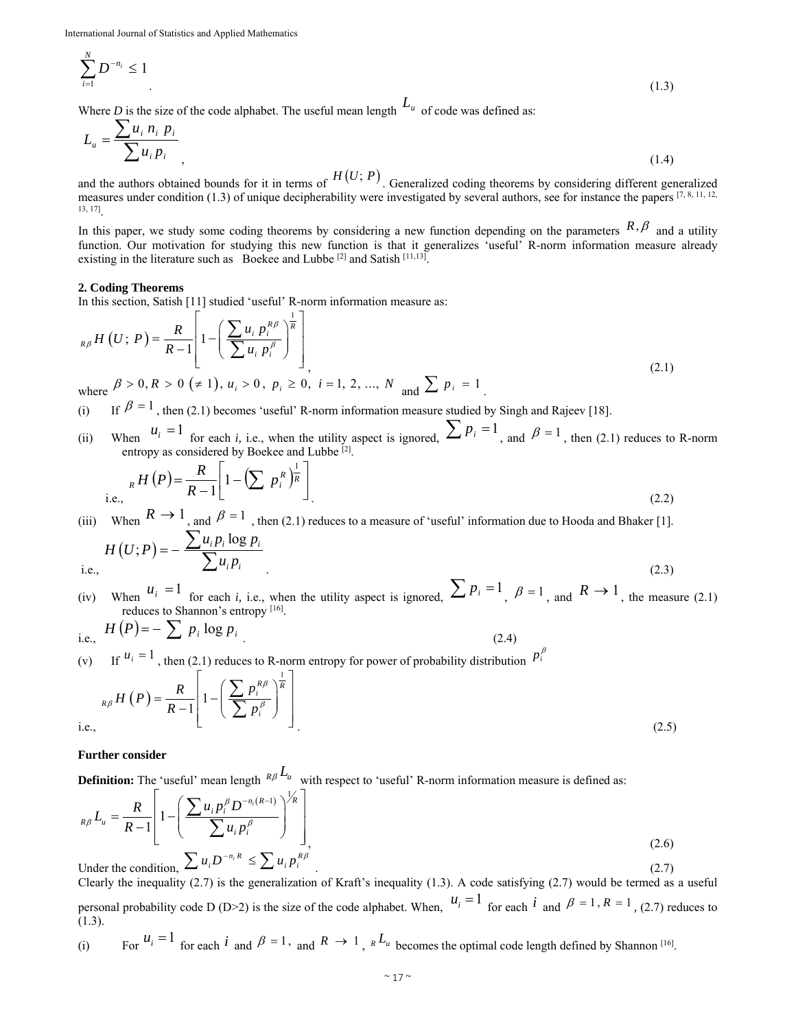$$\sum_{i=1}^{N} D^{-n_i} \leq 1 \tag{1.3}$$

Where *D* is the size of the code alphabet. The useful mean length $L_u$ of code was defined as:

$$L_u = \frac{\sum u_i \, n_i \, p_i}{\sum u_i \, p_i}, \tag{1.4}$$

and the authors obtained bounds for it in terms of $H(U; P)$. Generalized coding theorems by considering different generalized measures under condition (1.3) of unique decipherability were investigated by several authors, see for instance the papers [7, 8, 11, 12, 13, 17].

In this paper, we study some coding theorems by considering a new function depending on the parameters $R, \beta$ and a utility function. Our motivation for studying this new function is that it generalizes 'useful' R-norm information measure already existing in the literature such as Boekee and Lubbe [2] and Satish [11,13].

**2. Coding Theorems**

In this section, Satish [11] studied 'useful' R-norm information measure as:

$${}_{R\beta}H(U; P) = \frac{R}{R-1}\left[1 - \left(\frac{\sum u_i \, p_i^{R\beta}}{\sum u_i \, p_i^{\beta}}\right)^{\frac{1}{R}}\right], \tag{2.1}$$

where $\beta > 0, R > 0 \ (\neq 1), \ u_i > 0, \ p_i \geq 0, \ i = 1, 2, ..., N$ and $\sum p_i = 1$.

(i) If $\beta = 1$, then (2.1) becomes 'useful' R-norm information measure studied by Singh and Rajeev [18].

(ii) When $u_i = 1$ for each *i*, i.e., when the utility aspect is ignored, $\sum p_i = 1$, and $\beta = 1$, then (2.1) reduces to R-norm entropy as considered by Boekee and Lubbe [2].

i.e., $${}_{R}H(P) = \frac{R}{R-1}\left[1 - \left(\sum p_i^R\right)^{\frac{1}{R}}\right]. \tag{2.2}$$

(iii) When $R \to 1$, and $\beta = 1$, then (2.1) reduces to a measure of 'useful' information due to Hooda and Bhaker [1].

i.e., $$H(U;P) = -\frac{\sum u_i p_i \log p_i}{\sum u_i p_i}. \tag{2.3}$$

(iv) When $u_i = 1$ for each *i*, i.e., when the utility aspect is ignored, $\sum p_i = 1$, $\beta = 1$, and $R \to 1$, the measure (2.1) reduces to Shannon's entropy [16].

i.e., $$H(P) = -\sum p_i \log p_i. \tag{2.4}$$

(v) If $u_i = 1$, then (2.1) reduces to R-norm entropy for power of probability distribution $p_i^{\beta}$

i.e., $${}_{R\beta}H(P) = \frac{R}{R-1}\left[1 - \left(\frac{\sum p_i^{R\beta}}{\sum p_i^{\beta}}\right)^{\frac{1}{R}}\right]. \tag{2.5}$$

**Further consider**

**Definition:** The 'useful' mean length ${}_{R\beta}L_u$ with respect to 'useful' R-norm information measure is defined as:

$${}_{R\beta}L_u = \frac{R}{R-1}\left[1 - \left(\frac{\sum u_i p_i^{\beta} D^{-n_i(R-1)}}{\sum u_i p_i^{\beta}}\right)^{1/R}\right], \tag{2.6}$$

Under the condition, $$\sum u_i D^{-n_i R} \leq \sum u_i \, p_i^{R\beta}. \tag{2.7}$$

Clearly the inequality (2.7) is the generalization of Kraft's inequality (1.3). A code satisfying (2.7) would be termed as a useful personal probability code D (D>2) is the size of the code alphabet. When, $u_i = 1$ for each $i$ and $\beta = 1, R = 1$, (2.7) reduces to (1.3).

(i) For $u_i = 1$ for each $i$ and $\beta = 1$, and $R \to 1$, ${}_{R}L_u$ becomes the optimal code length defined by Shannon [16].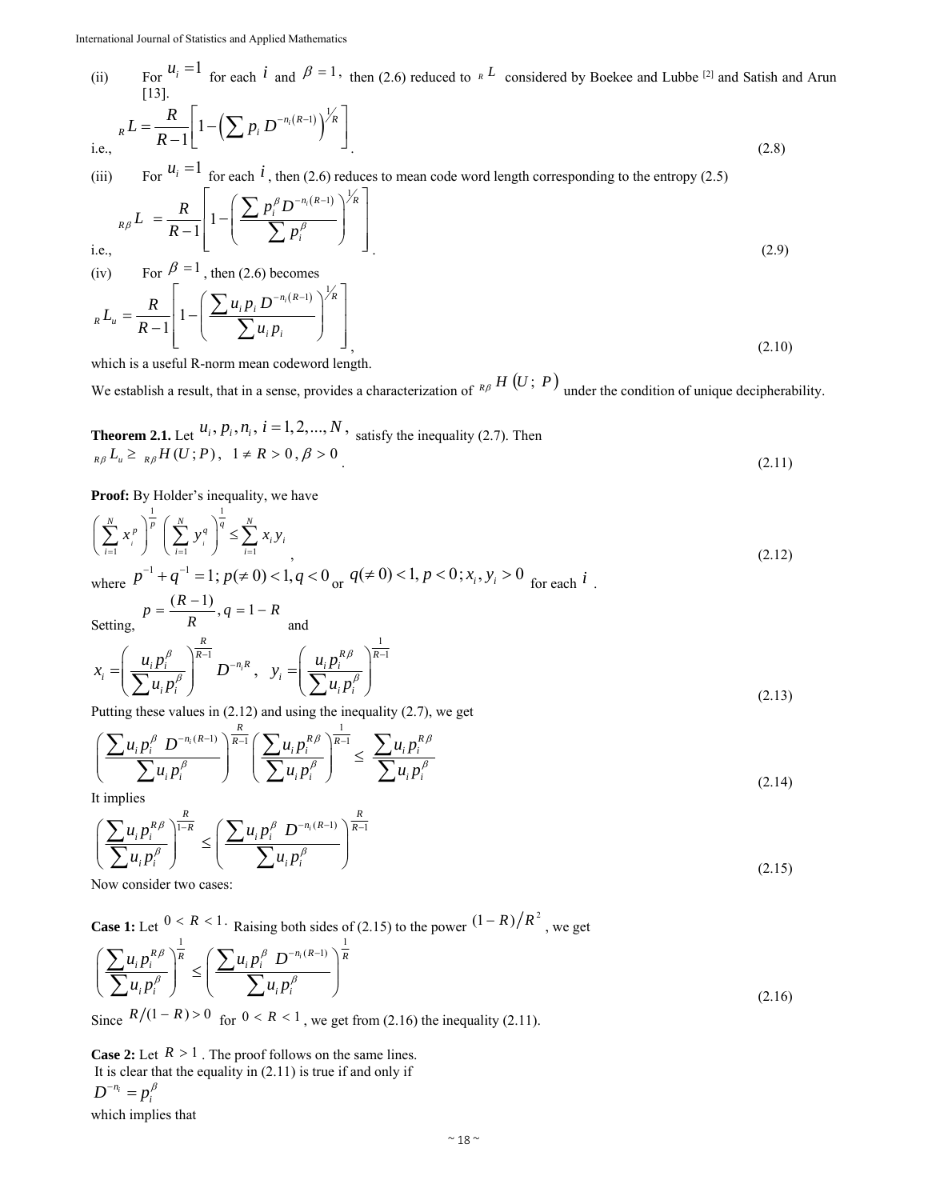(ii) For $u_i = 1$ for each $i$ and $\beta = 1$, then (2.6) reduced to ${}_R L$ considered by Boekee and Lubbe [2] and Satish and Arun [13].

i.e.,
$$ {}_R L = \frac{R}{R-1}\left[1 - \left(\sum p_i\, D^{-n_i(R-1)}\right)^{1/R}\right]. \tag{2.8}$$

(iii) For $u_i = 1$ for each $i$, then (2.6) reduces to mean code word length corresponding to the entropy (2.5)

i.e.,
$$ {}_{R\beta} L = \frac{R}{R-1}\left[1 - \left(\frac{\sum p_i^{\beta} D^{-n_i(R-1)}}{\sum p_i^{\beta}}\right)^{1/R}\right]. \tag{2.9}$$

(iv) For $\beta = 1$, then (2.6) becomes

$$ {}_R L_u = \frac{R}{R-1}\left[1 - \left(\frac{\sum u_i p_i\, D^{-n_i(R-1)}}{\sum u_i p_i}\right)^{1/R}\right], \tag{2.10}$$

which is a useful R-norm mean codeword length.

We establish a result, that in a sense, provides a characterization of ${}_{R\beta} H\left(U;\ P\right)$ under the condition of unique decipherability.

**Theorem 2.1.** Let $u_i, p_i, n_i,\ i = 1, 2, ..., N,$ satisfy the inequality (2.7). Then

$$ {}_{R\beta} L_u \geq {}_{R\beta} H(U; P), \quad 1 \neq R > 0, \beta > 0. \tag{2.11}$$

**Proof:** By Holder's inequality, we have

$$\left(\sum_{i=1}^{N} x_i^{p}\right)^{\frac{1}{p}} \left(\sum_{i=1}^{N} y_i^{q}\right)^{\frac{1}{q}} \leq \sum_{i=1}^{N} x_i y_i, \tag{2.12}$$

where $p^{-1} + q^{-1} = 1;\ p(\neq 0) < 1, q < 0$ or $q(\neq 0) < 1, p < 0;\ x_i, y_i > 0$ for each $i$.

Setting, $p = \dfrac{(R-1)}{R}, q = 1 - R$ and

$$x_i = \left(\frac{u_i p_i^{\beta}}{\sum u_i p_i^{\beta}}\right)^{\frac{R}{R-1}} D^{-n_i R},\quad y_i = \left(\frac{u_i p_i^{R\beta}}{\sum u_i p_i^{\beta}}\right)^{\frac{1}{R-1}} \tag{2.13}$$

Putting these values in (2.12) and using the inequality (2.7), we get

$$\left(\frac{\sum u_i p_i^{\beta}\ D^{-n_i(R-1)}}{\sum u_i p_i^{\beta}}\right)^{\frac{R}{R-1}} \left(\frac{\sum u_i p_i^{R\beta}}{\sum u_i p_i^{\beta}}\right)^{\frac{1}{R-1}} \leq \frac{\sum u_i p_i^{R\beta}}{\sum u_i p_i^{\beta}} \tag{2.14}$$

It implies

$$\left(\frac{\sum u_i p_i^{R\beta}}{\sum u_i p_i^{\beta}}\right)^{\frac{R}{1-R}} \leq \left(\frac{\sum u_i p_i^{\beta}\ D^{-n_i(R-1)}}{\sum u_i p_i^{\beta}}\right)^{\frac{R}{R-1}} \tag{2.15}$$

Now consider two cases:

**Case 1:** Let $0 < R < 1$. Raising both sides of (2.15) to the power $(1-R)/R^2$, we get

$$\left(\frac{\sum u_i p_i^{R\beta}}{\sum u_i p_i^{\beta}}\right)^{\frac{1}{R}} \leq \left(\frac{\sum u_i p_i^{\beta}\ D^{-n_i(R-1)}}{\sum u_i p_i^{\beta}}\right)^{\frac{1}{R}} \tag{2.16}$$

Since $R/(1-R) > 0$ for $0 < R < 1$, we get from (2.16) the inequality (2.11).

**Case 2:** Let $R > 1$. The proof follows on the same lines.

It is clear that the equality in (2.11) is true if and only if

$$D^{-n_i} = p_i^{\beta}$$

which implies that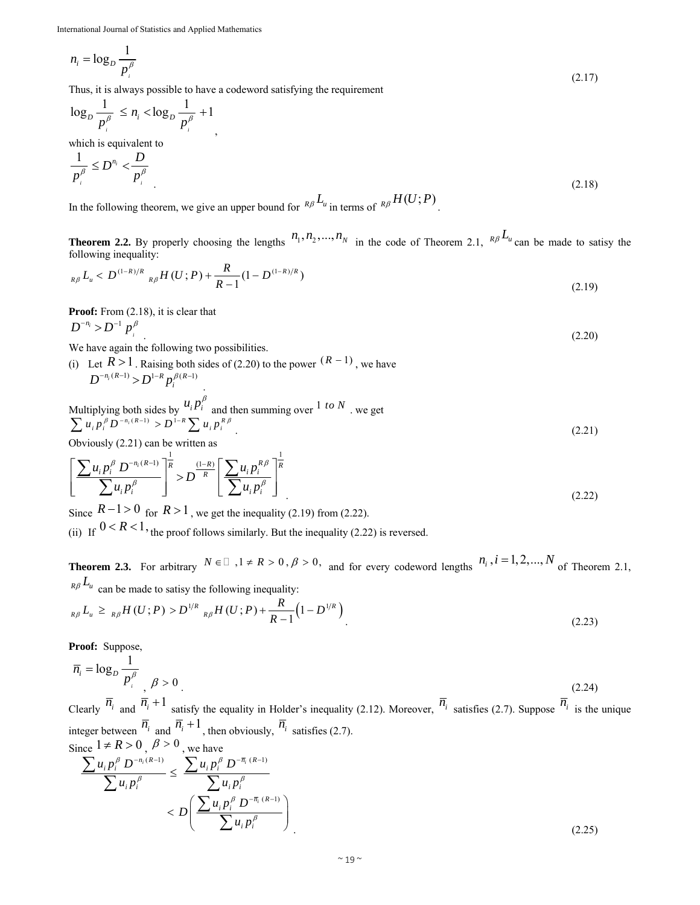$$n_i = \log_D \frac{1}{p_i^{\beta}} \tag{2.17}$$

Thus, it is always possible to have a codeword satisfying the requirement

$$\log_D \frac{1}{p_i^{\beta}} \leq n_i < \log_D \frac{1}{p_i^{\beta}} + 1,$$

which is equivalent to

$$\frac{1}{p_i^{\beta}} \leq D^{n_i} < \frac{D}{p_i^{\beta}}. \tag{2.18}$$

In the following theorem, we give an upper bound for ${}_{R\beta}L_u$ in terms of ${}_{R\beta}H(U;P)$.

**Theorem 2.2.** By properly choosing the lengths $n_1, n_2, ..., n_N$ in the code of Theorem 2.1, ${}_{R\beta}L_u$ can be made to satisy the following inequality:

$${}_{R\beta}L_u < D^{(1-R)/R} \; {}_{R\beta}H(U;P) + \frac{R}{R-1}(1 - D^{(1-R)/R}) \tag{2.19}$$

**Proof:** From (2.18), it is clear that

$$D^{-n_i} > D^{-1} p_i^{\beta}. \tag{2.20}$$

We have again the following two possibilities.

(i) Let $R > 1$. Raising both sides of (2.20) to the power $(R-1)$, we have

$$D^{-n_i(R-1)} > D^{1-R} p_i^{\beta(R-1)}.$$

Multiplying both sides by $u_i p_i^{\beta}$ and then summing over $1 \; to \; N$. we get

$$\sum u_i p_i^{\beta} D^{-n_i(R-1)} > D^{1-R} \sum u_i p_i^{R\beta}. \tag{2.21}$$

Obviously (2.21) can be written as

$$\left[\frac{\sum u_i p_i^{\beta} D^{-n_i(R-1)}}{\sum u_i p_i^{\beta}}\right]^{\frac{1}{R}} > D^{\frac{(1-R)}{R}} \left[\frac{\sum u_i p_i^{R\beta}}{\sum u_i p_i^{\beta}}\right]^{\frac{1}{R}}. \tag{2.22}$$

Since $R - 1 > 0$ for $R > 1$, we get the inequality (2.19) from (2.22).

(ii) If $0 < R < 1$, the proof follows similarly. But the inequality (2.22) is reversed.

**Theorem 2.3.** For arbitrary $N \in \mathbb{N}$, $1 \neq R > 0$, $\beta > 0$, and for every codeword lengths $n_i, i = 1, 2, ..., N$ of Theorem 2.1, ${}_{R\beta}L_u$ can be made to satisy the following inequality:

$${}_{R\beta}L_u \geq {}_{R\beta}H(U;P) > D^{1/R} \; {}_{R\beta}H(U;P) + \frac{R}{R-1}\left(1 - D^{1/R}\right). \tag{2.23}$$

**Proof:** Suppose,

$$\overline{n}_i = \log_D \frac{1}{p_i^{\beta}}, \; \beta > 0. \tag{2.24}$$

Clearly $\overline{n}_i$ and $\overline{n}_i + 1$ satisfy the equality in Holder's inequality (2.12). Moreover, $\overline{n}_i$ satisfies (2.7). Suppose $n_i$ is the unique integer between $\overline{n}_i$ and $\overline{n}_i + 1$, then obviously, $n_i$ satisfies (2.7).

Since $1 \neq R > 0$, $\beta > 0$, we have

$$\begin{aligned}\frac{\sum u_i p_i^{\beta} D^{-n_i(R-1)}}{\sum u_i p_i^{\beta}} &\leq \frac{\sum u_i p_i^{\beta} D^{-\overline{n}_i(R-1)}}{\sum u_i p_i^{\beta}} \\ &< D\left(\frac{\sum u_i p_i^{\beta} D^{-\overline{n}_i(R-1)}}{\sum u_i p_i^{\beta}}\right).\end{aligned} \tag{2.25}$$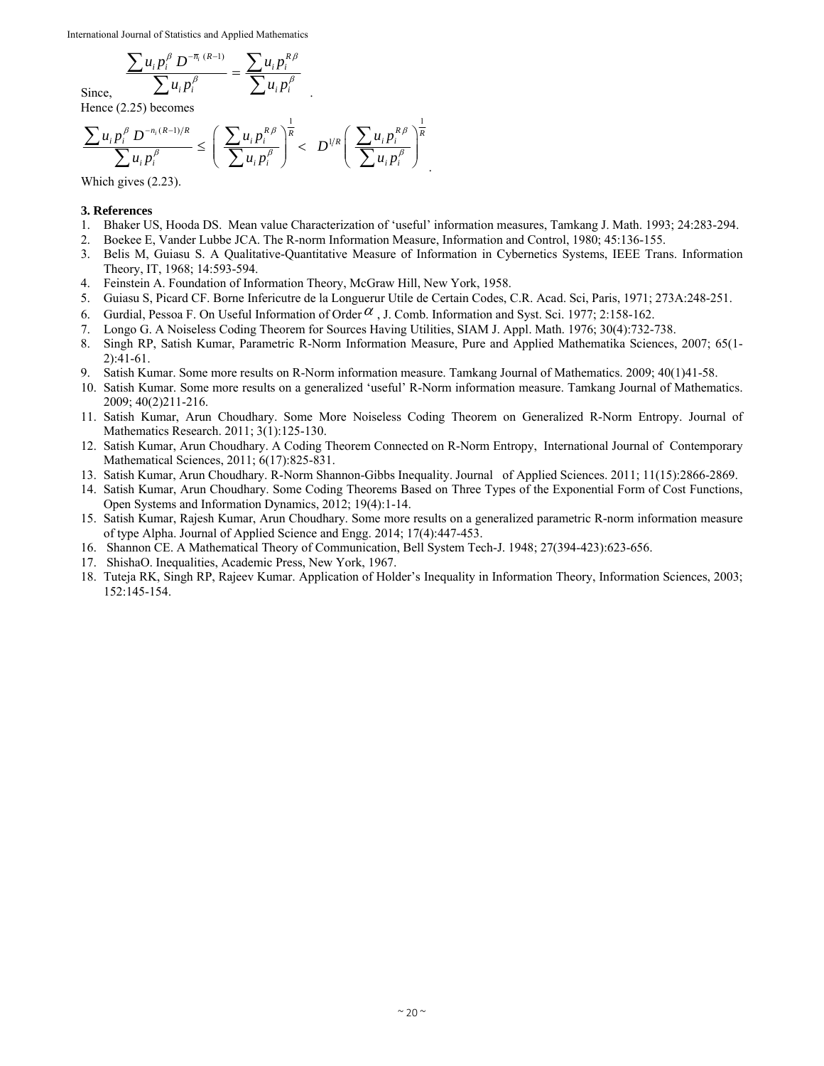Since, $$\frac{\sum u_i p_i^\beta D^{-\overline{n}_i (R-1)}}{\sum u_i p_i^\beta} = \frac{\sum u_i p_i^{R\beta}}{\sum u_i p_i^\beta}.$$

Hence (2.25) becomes

$$\frac{\sum u_i p_i^\beta D^{-n_i (R-1)/R}}{\sum u_i p_i^\beta} \le \left( \frac{\sum u_i p_i^{R\beta}}{\sum u_i p_i^\beta} \right)^{\frac{1}{R}} < D^{1/R} \left( \frac{\sum u_i p_i^{R\beta}}{\sum u_i p_i^\beta} \right)^{\frac{1}{R}}.$$

Which gives (2.23).

**3. References**

1. Bhaker US, Hooda DS. Mean value Characterization of 'useful' information measures, Tamkang J. Math. 1993; 24:283-294.
2. Boekee E, Vander Lubbe JCA. The R-norm Information Measure, Information and Control, 1980; 45:136-155.
3. Belis M, Guiasu S. A Qualitative-Quantitative Measure of Information in Cybernetics Systems, IEEE Trans. Information Theory, IT, 1968; 14:593-594.
4. Feinstein A. Foundation of Information Theory, McGraw Hill, New York, 1958.
5. Guiasu S, Picard CF. Borne Infericutre de la Longuerur Utile de Certain Codes, C.R. Acad. Sci, Paris, 1971; 273A:248-251.
6. Gurdial, Pessoa F. On Useful Information of Order $\alpha$ , J. Comb. Information and Syst. Sci. 1977; 2:158-162.
7. Longo G. A Noiseless Coding Theorem for Sources Having Utilities, SIAM J. Appl. Math. 1976; 30(4):732-738.
8. Singh RP, Satish Kumar, Parametric R-Norm Information Measure, Pure and Applied Mathematika Sciences, 2007; 65(1-2):41-61.
9. Satish Kumar. Some more results on R-Norm information measure. Tamkang Journal of Mathematics. 2009; 40(1)41-58.
10. Satish Kumar. Some more results on a generalized 'useful' R-Norm information measure. Tamkang Journal of Mathematics. 2009; 40(2)211-216.
11. Satish Kumar, Arun Choudhary. Some More Noiseless Coding Theorem on Generalized R-Norm Entropy. Journal of Mathematics Research. 2011; 3(1):125-130.
12. Satish Kumar, Arun Choudhary. A Coding Theorem Connected on R-Norm Entropy, International Journal of Contemporary Mathematical Sciences, 2011; 6(17):825-831.
13. Satish Kumar, Arun Choudhary. R-Norm Shannon-Gibbs Inequality. Journal of Applied Sciences. 2011; 11(15):2866-2869.
14. Satish Kumar, Arun Choudhary. Some Coding Theorems Based on Three Types of the Exponential Form of Cost Functions, Open Systems and Information Dynamics, 2012; 19(4):1-14.
15. Satish Kumar, Rajesh Kumar, Arun Choudhary. Some more results on a generalized parametric R-norm information measure of type Alpha. Journal of Applied Science and Engg. 2014; 17(4):447-453.
16. Shannon CE. A Mathematical Theory of Communication, Bell System Tech-J. 1948; 27(394-423):623-656.
17. ShishaO. Inequalities, Academic Press, New York, 1967.
18. Tuteja RK, Singh RP, Rajeev Kumar. Application of Holder's Inequality in Information Theory, Information Sciences, 2003; 152:145-154.